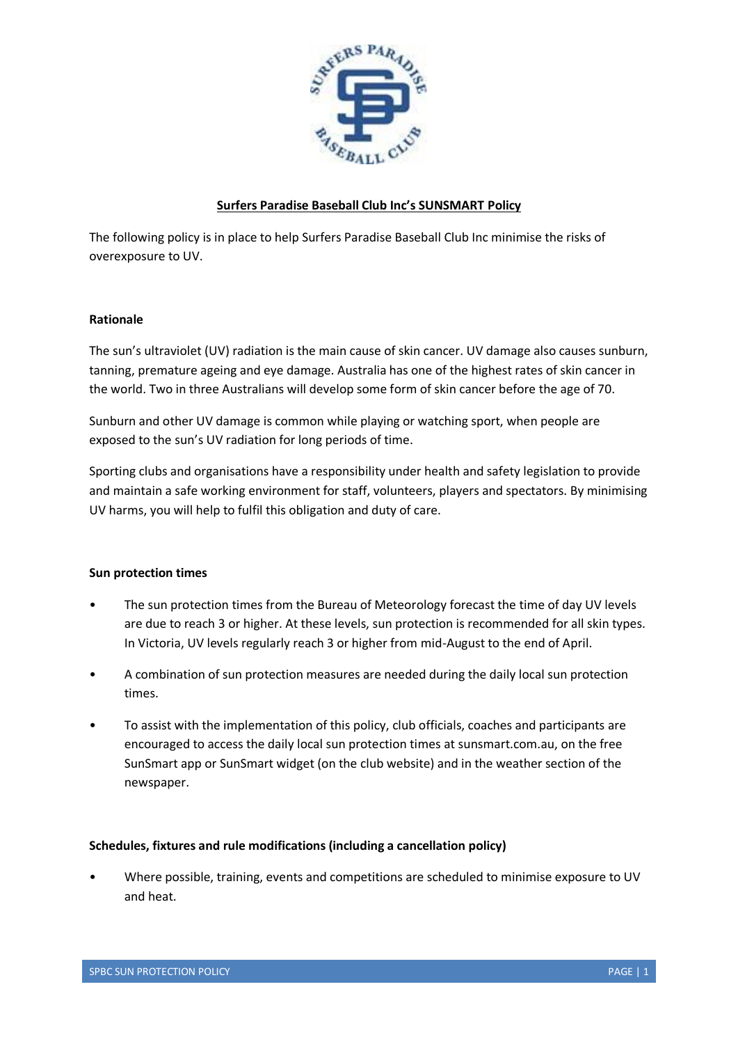# Surfers Paradise Baseball Club Inc's SUNSMART Policy

The following policy is in place to help Surfers Paradise Baseball Club Inc minimise the risks of overexposure to UV.

### Rationale

The sun's ultraviolet (UV) radiation is the main cause of skin cancer. UV damage also causes sunburn, tanning, premature ageing and eye damage. Australia has one of the highest rates of skin cancer in the world. Two in three Australians will develop some form of skin cancer before the age of 70.

Sunburn and other UV damage is common while playing or watching sport, when people are exposed to the sun's UV radiation for long periods of time.

Sporting clubs and organisations have a responsibility under health and safety legislation to provide and maintain a safe working environment for staff, volunteers, players and spectators. By minimising UV harms, you will help to fulfil this obligation and duty of care.

### Sun protection times

- The sun protection times from the Bureau of Meteorology forecast the time of day UV levels are due to reach 3 or higher. At these levels, sun protection is recommended for all skin types. In Victoria, UV levels regularly reach 3 or higher from mid-August to the end of April.
- A combination of sun protection measures are needed during the daily local sun protection times.
- To assist with the implementation of this policy, club officials, coaches and participants are encouraged to access the daily local sun protection times at sunsmart.com.au, on the free SunSmart app or SunSmart widget (on the club website) and in the weather section of the newspaper.

### Schedules, fixtures and rule modifications (including a cancellation policy)

- Where possible, training, events and competitions are scheduled to minimise exposure to UV and heat.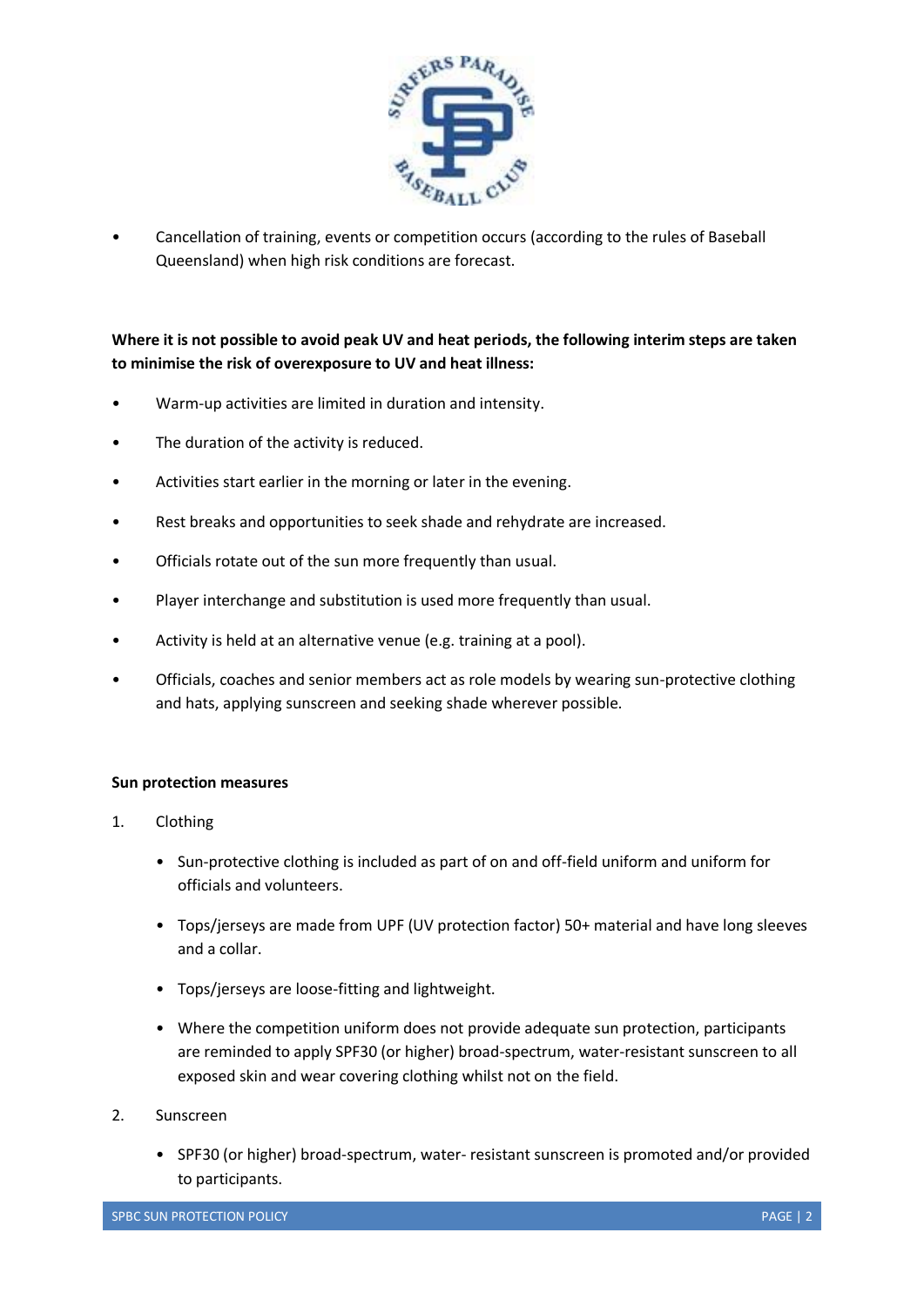- Cancellation of training, events or competition occurs (according to the rules of Baseball Queensland) when high risk conditions are forecast.

**Where it is not possible to avoid peak UV and heat periods, the following interim steps are taken to minimise the risk of overexposure to UV and heat illness:**

- Warm-up activities are limited in duration and intensity.
- The duration of the activity is reduced.
- Activities start earlier in the morning or later in the evening.
- Rest breaks and opportunities to seek shade and rehydrate are increased.
- Officials rotate out of the sun more frequently than usual.
- Player interchange and substitution is used more frequently than usual.
- Activity is held at an alternative venue (e.g. training at a pool).
- Officials, coaches and senior members act as role models by wearing sun-protective clothing and hats, applying sunscreen and seeking shade wherever possible.

**Sun protection measures**

1. Clothing
    - Sun-protective clothing is included as part of on and off-field uniform and uniform for officials and volunteers.
    - Tops/jerseys are made from UPF (UV protection factor) 50+ material and have long sleeves and a collar.
    - Tops/jerseys are loose-fitting and lightweight.
    - Where the competition uniform does not provide adequate sun protection, participants are reminded to apply SPF30 (or higher) broad-spectrum, water-resistant sunscreen to all exposed skin and wear covering clothing whilst not on the field.
2. Sunscreen
    - SPF30 (or higher) broad-spectrum, water- resistant sunscreen is promoted and/or provided to participants.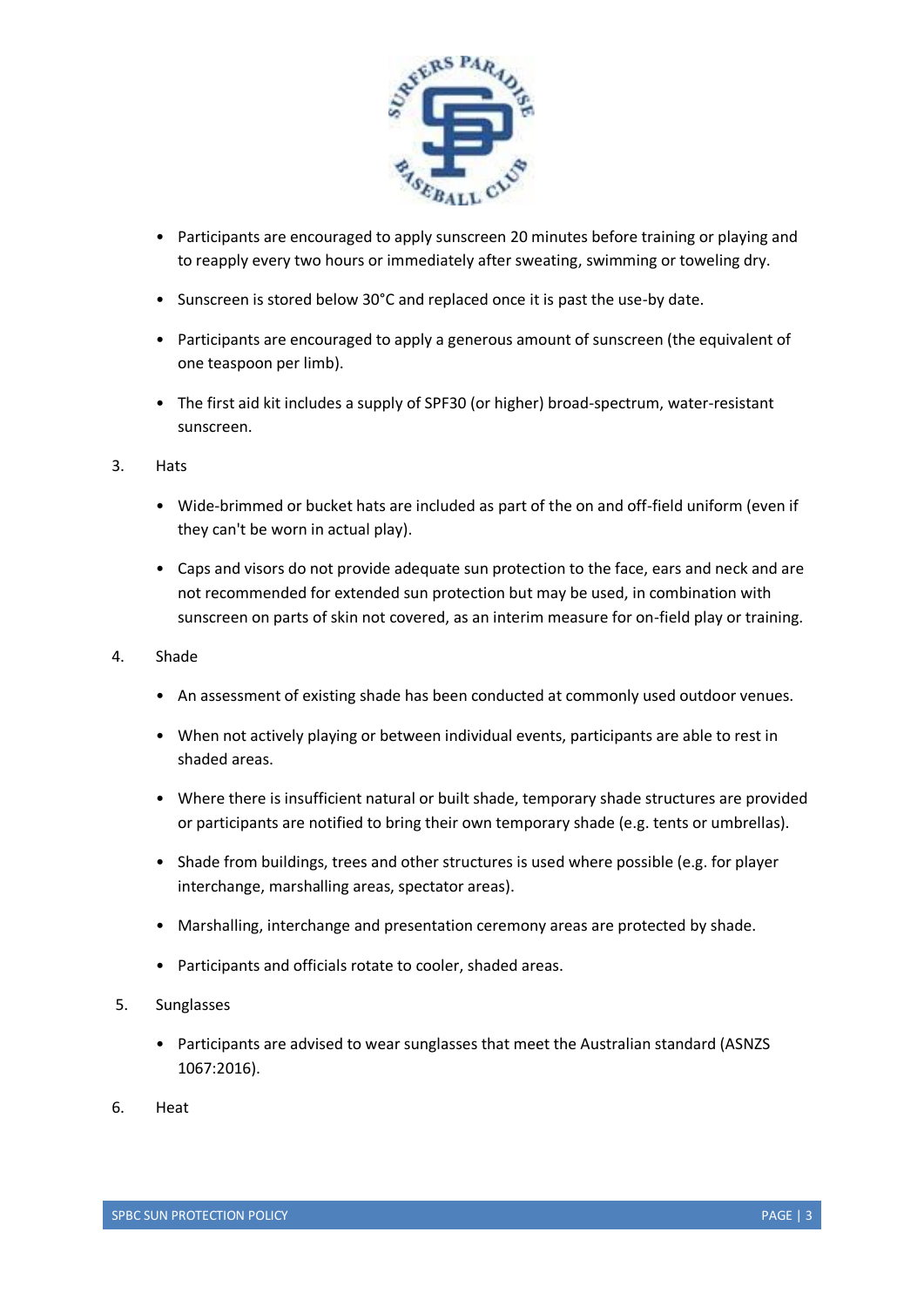- Participants are encouraged to apply sunscreen 20 minutes before training or playing and to reapply every two hours or immediately after sweating, swimming or toweling dry.
- Sunscreen is stored below 30°C and replaced once it is past the use-by date.
- Participants are encouraged to apply a generous amount of sunscreen (the equivalent of one teaspoon per limb).
- The first aid kit includes a supply of SPF30 (or higher) broad-spectrum, water-resistant sunscreen.

3. Hats

- Wide-brimmed or bucket hats are included as part of the on and off-field uniform (even if they can't be worn in actual play).
- Caps and visors do not provide adequate sun protection to the face, ears and neck and are not recommended for extended sun protection but may be used, in combination with sunscreen on parts of skin not covered, as an interim measure for on-field play or training.

4. Shade

- An assessment of existing shade has been conducted at commonly used outdoor venues.
- When not actively playing or between individual events, participants are able to rest in shaded areas.
- Where there is insufficient natural or built shade, temporary shade structures are provided or participants are notified to bring their own temporary shade (e.g. tents or umbrellas).
- Shade from buildings, trees and other structures is used where possible (e.g. for player interchange, marshalling areas, spectator areas).
- Marshalling, interchange and presentation ceremony areas are protected by shade.
- Participants and officials rotate to cooler, shaded areas.

5. Sunglasses

- Participants are advised to wear sunglasses that meet the Australian standard (ASNZS 1067:2016).

6. Heat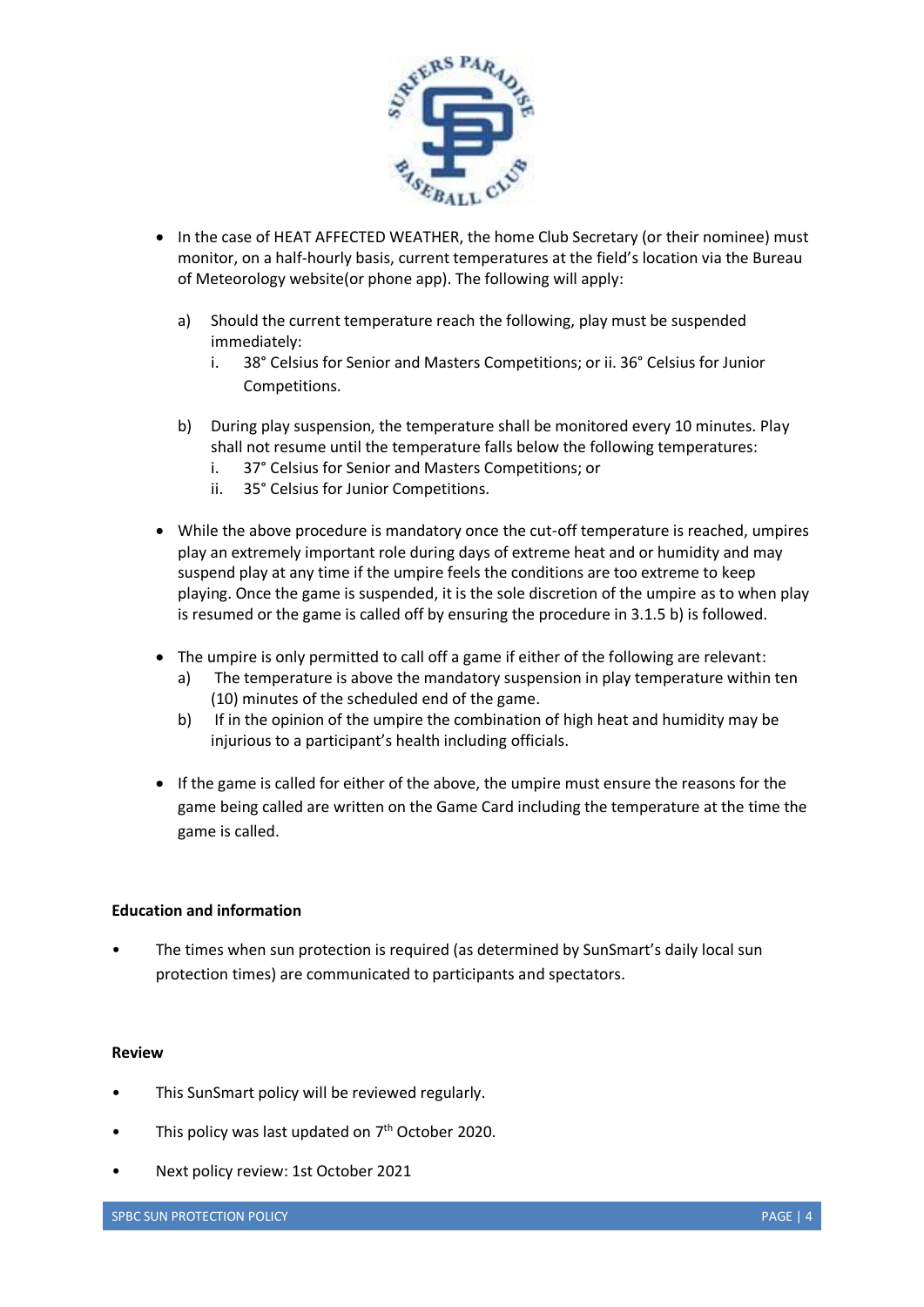- In the case of HEAT AFFECTED WEATHER, the home Club Secretary (or their nominee) must monitor, on a half-hourly basis, current temperatures at the field's location via the Bureau of Meteorology website(or phone app). The following will apply:

  a) Should the current temperature reach the following, play must be suspended immediately:
     i. 38° Celsius for Senior and Masters Competitions; or ii. 36° Celsius for Junior Competitions.

  b) During play suspension, the temperature shall be monitored every 10 minutes. Play shall not resume until the temperature falls below the following temperatures:
     i. 37° Celsius for Senior and Masters Competitions; or
     ii. 35° Celsius for Junior Competitions.

- While the above procedure is mandatory once the cut-off temperature is reached, umpires play an extremely important role during days of extreme heat and or humidity and may suspend play at any time if the umpire feels the conditions are too extreme to keep playing. Once the game is suspended, it is the sole discretion of the umpire as to when play is resumed or the game is called off by ensuring the procedure in 3.1.5 b) is followed.

- The umpire is only permitted to call off a game if either of the following are relevant:
  a) The temperature is above the mandatory suspension in play temperature within ten (10) minutes of the scheduled end of the game.
  b) If in the opinion of the umpire the combination of high heat and humidity may be injurious to a participant's health including officials.

- If the game is called for either of the above, the umpire must ensure the reasons for the game being called are written on the Game Card including the temperature at the time the game is called.

**Education and information**

- The times when sun protection is required (as determined by SunSmart's daily local sun protection times) are communicated to participants and spectators.

**Review**

- This SunSmart policy will be reviewed regularly.
- This policy was last updated on 7th October 2020.
- Next policy review: 1st October 2021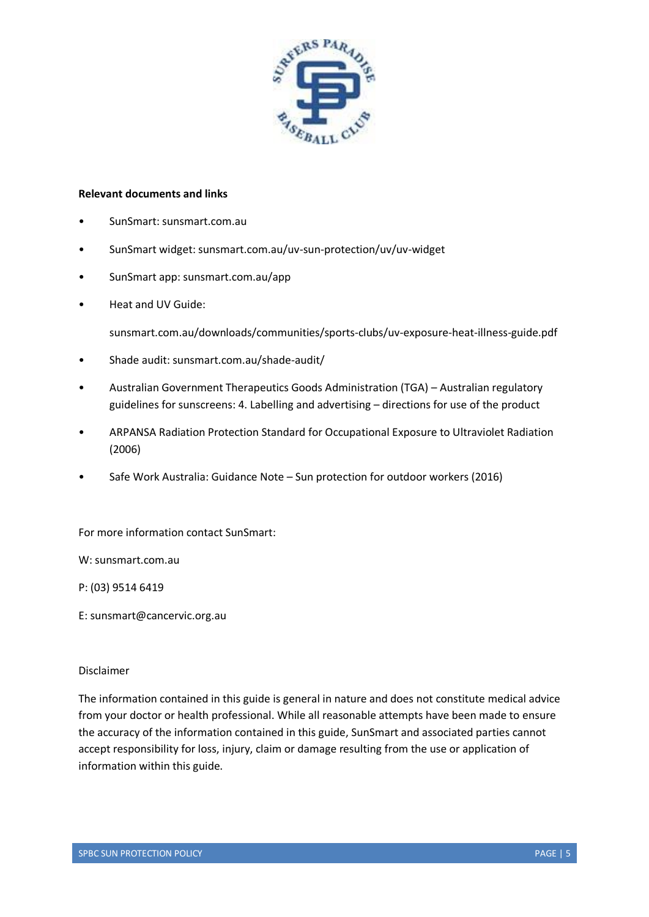**Relevant documents and links**

- SunSmart: sunsmart.com.au
- SunSmart widget: sunsmart.com.au/uv-sun-protection/uv/uv-widget
- SunSmart app: sunsmart.com.au/app
- Heat and UV Guide:

  sunsmart.com.au/downloads/communities/sports-clubs/uv-exposure-heat-illness-guide.pdf
- Shade audit: sunsmart.com.au/shade-audit/
- Australian Government Therapeutics Goods Administration (TGA) – Australian regulatory guidelines for sunscreens: 4. Labelling and advertising – directions for use of the product
- ARPANSA Radiation Protection Standard for Occupational Exposure to Ultraviolet Radiation (2006)
- Safe Work Australia: Guidance Note – Sun protection for outdoor workers (2016)

For more information contact SunSmart:

W: sunsmart.com.au

P: (03) 9514 6419

E: sunsmart@cancervic.org.au

Disclaimer

The information contained in this guide is general in nature and does not constitute medical advice from your doctor or health professional. While all reasonable attempts have been made to ensure the accuracy of the information contained in this guide, SunSmart and associated parties cannot accept responsibility for loss, injury, claim or damage resulting from the use or application of information within this guide.